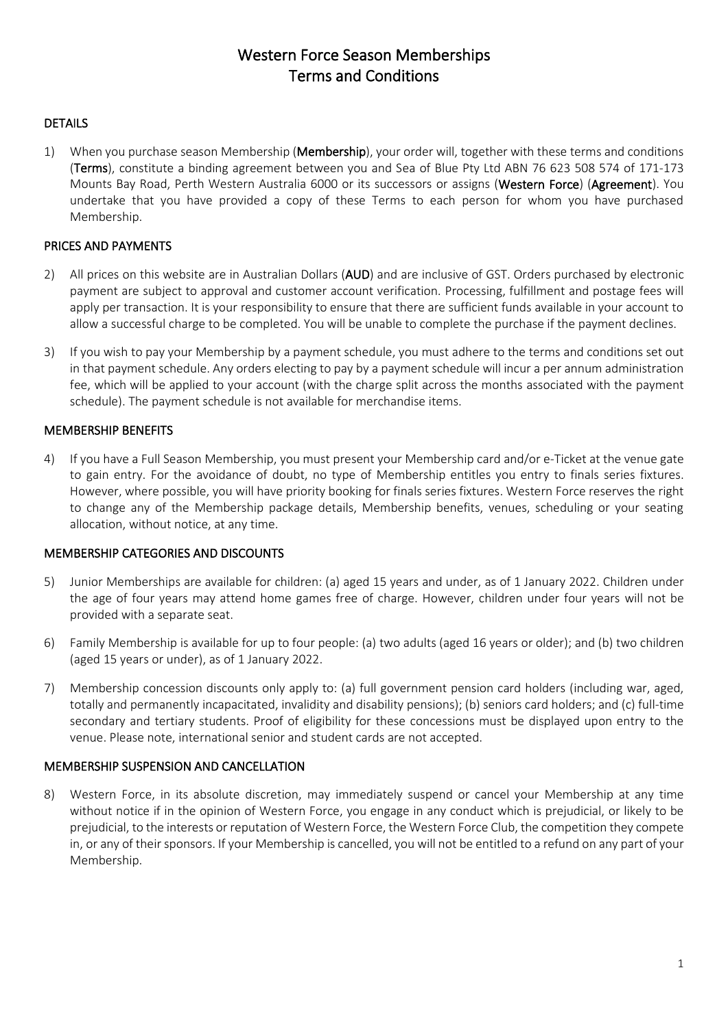# Western Force Season Memberships
# Terms and Conditions

## DETAILS

1) When you purchase season Membership (**Membership**), your order will, together with these terms and conditions (**Terms**), constitute a binding agreement between you and Sea of Blue Pty Ltd ABN 76 623 508 574 of 171-173 Mounts Bay Road, Perth Western Australia 6000 or its successors or assigns (**Western Force**) (**Agreement**). You undertake that you have provided a copy of these Terms to each person for whom you have purchased Membership.

## PRICES AND PAYMENTS

2) All prices on this website are in Australian Dollars (**AUD**) and are inclusive of GST. Orders purchased by electronic payment are subject to approval and customer account verification. Processing, fulfillment and postage fees will apply per transaction. It is your responsibility to ensure that there are sufficient funds available in your account to allow a successful charge to be completed. You will be unable to complete the purchase if the payment declines.

3) If you wish to pay your Membership by a payment schedule, you must adhere to the terms and conditions set out in that payment schedule. Any orders electing to pay by a payment schedule will incur a per annum administration fee, which will be applied to your account (with the charge split across the months associated with the payment schedule). The payment schedule is not available for merchandise items.

## MEMBERSHIP BENEFITS

4) If you have a Full Season Membership, you must present your Membership card and/or e-Ticket at the venue gate to gain entry. For the avoidance of doubt, no type of Membership entitles you entry to finals series fixtures. However, where possible, you will have priority booking for finals series fixtures. Western Force reserves the right to change any of the Membership package details, Membership benefits, venues, scheduling or your seating allocation, without notice, at any time.

## MEMBERSHIP CATEGORIES AND DISCOUNTS

5) Junior Memberships are available for children: (a) aged 15 years and under, as of 1 January 2022. Children under the age of four years may attend home games free of charge. However, children under four years will not be provided with a separate seat.

6) Family Membership is available for up to four people: (a) two adults (aged 16 years or older); and (b) two children (aged 15 years or under), as of 1 January 2022.

7) Membership concession discounts only apply to: (a) full government pension card holders (including war, aged, totally and permanently incapacitated, invalidity and disability pensions); (b) seniors card holders; and (c) full-time secondary and tertiary students. Proof of eligibility for these concessions must be displayed upon entry to the venue. Please note, international senior and student cards are not accepted.

## MEMBERSHIP SUSPENSION AND CANCELLATION

8) Western Force, in its absolute discretion, may immediately suspend or cancel your Membership at any time without notice if in the opinion of Western Force, you engage in any conduct which is prejudicial, or likely to be prejudicial, to the interests or reputation of Western Force, the Western Force Club, the competition they compete in, or any of their sponsors. If your Membership is cancelled, you will not be entitled to a refund on any part of your Membership.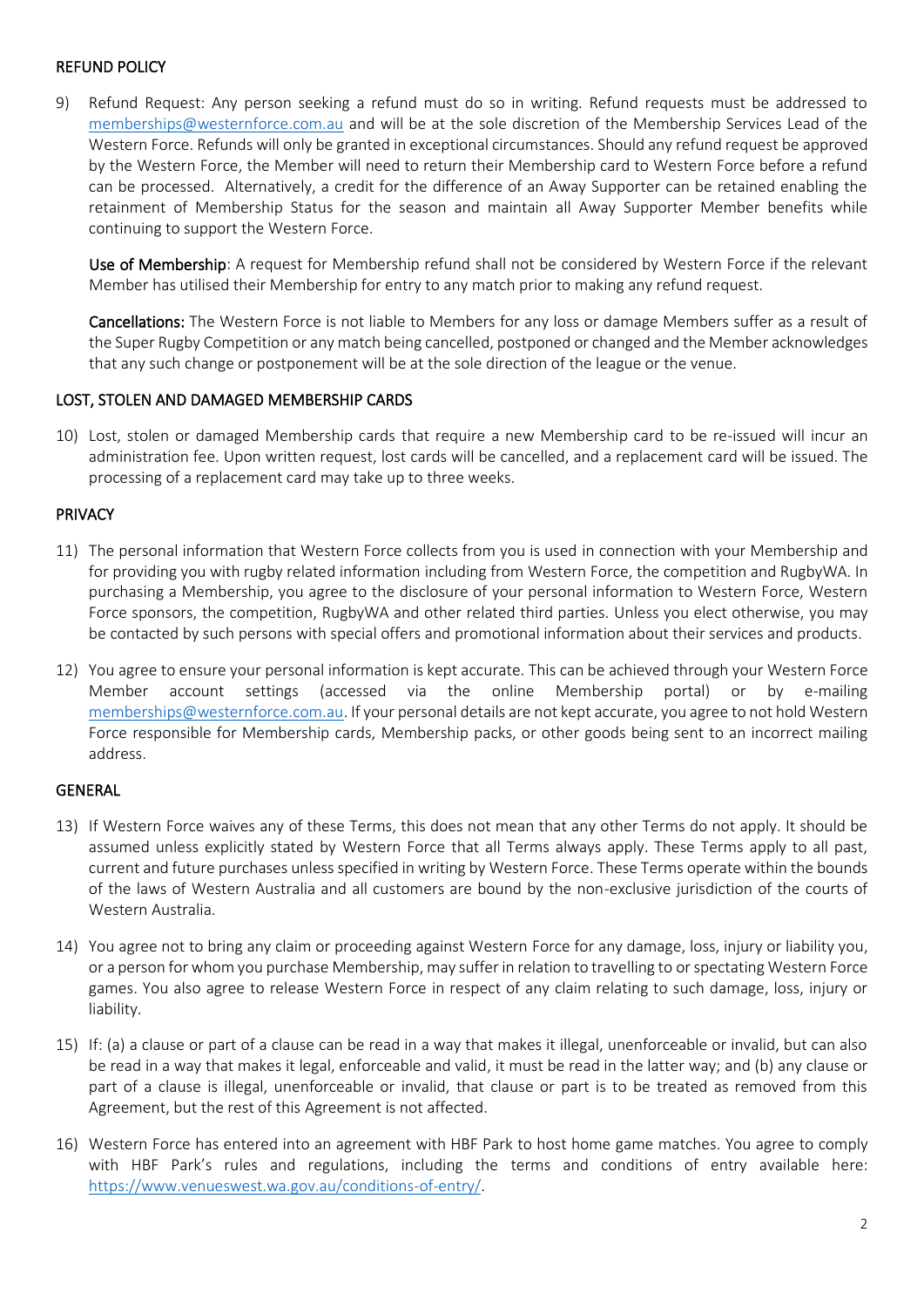## REFUND POLICY

9) Refund Request: Any person seeking a refund must do so in writing. Refund requests must be addressed to memberships@westernforce.com.au and will be at the sole discretion of the Membership Services Lead of the Western Force. Refunds will only be granted in exceptional circumstances. Should any refund request be approved by the Western Force, the Member will need to return their Membership card to Western Force before a refund can be processed. Alternatively, a credit for the difference of an Away Supporter can be retained enabling the retainment of Membership Status for the season and maintain all Away Supporter Member benefits while continuing to support the Western Force.

   **Use of Membership**: A request for Membership refund shall not be considered by Western Force if the relevant Member has utilised their Membership for entry to any match prior to making any refund request.

   **Cancellations:** The Western Force is not liable to Members for any loss or damage Members suffer as a result of the Super Rugby Competition or any match being cancelled, postponed or changed and the Member acknowledges that any such change or postponement will be at the sole direction of the league or the venue.

## LOST, STOLEN AND DAMAGED MEMBERSHIP CARDS

10) Lost, stolen or damaged Membership cards that require a new Membership card to be re-issued will incur an administration fee. Upon written request, lost cards will be cancelled, and a replacement card will be issued. The processing of a replacement card may take up to three weeks.

## PRIVACY

11) The personal information that Western Force collects from you is used in connection with your Membership and for providing you with rugby related information including from Western Force, the competition and RugbyWA. In purchasing a Membership, you agree to the disclosure of your personal information to Western Force, Western Force sponsors, the competition, RugbyWA and other related third parties. Unless you elect otherwise, you may be contacted by such persons with special offers and promotional information about their services and products.

12) You agree to ensure your personal information is kept accurate. This can be achieved through your Western Force Member account settings (accessed via the online Membership portal) or by e-mailing memberships@westernforce.com.au. If your personal details are not kept accurate, you agree to not hold Western Force responsible for Membership cards, Membership packs, or other goods being sent to an incorrect mailing address.

## GENERAL

13) If Western Force waives any of these Terms, this does not mean that any other Terms do not apply. It should be assumed unless explicitly stated by Western Force that all Terms always apply. These Terms apply to all past, current and future purchases unless specified in writing by Western Force. These Terms operate within the bounds of the laws of Western Australia and all customers are bound by the non-exclusive jurisdiction of the courts of Western Australia.

14) You agree not to bring any claim or proceeding against Western Force for any damage, loss, injury or liability you, or a person for whom you purchase Membership, may suffer in relation to travelling to or spectating Western Force games. You also agree to release Western Force in respect of any claim relating to such damage, loss, injury or liability.

15) If: (a) a clause or part of a clause can be read in a way that makes it illegal, unenforceable or invalid, but can also be read in a way that makes it legal, enforceable and valid, it must be read in the latter way; and (b) any clause or part of a clause is illegal, unenforceable or invalid, that clause or part is to be treated as removed from this Agreement, but the rest of this Agreement is not affected.

16) Western Force has entered into an agreement with HBF Park to host home game matches. You agree to comply with HBF Park's rules and regulations, including the terms and conditions of entry available here: https://www.venueswest.wa.gov.au/conditions-of-entry/.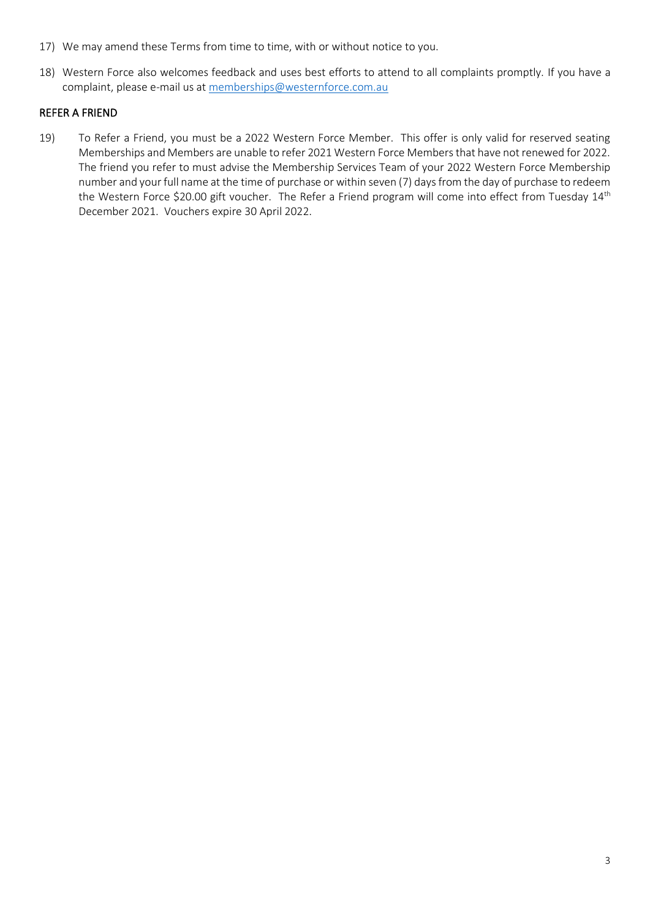17) We may amend these Terms from time to time, with or without notice to you.

18) Western Force also welcomes feedback and uses best efforts to attend to all complaints promptly. If you have a complaint, please e-mail us at memberships@westernforce.com.au

## REFER A FRIEND

19) To Refer a Friend, you must be a 2022 Western Force Member. This offer is only valid for reserved seating Memberships and Members are unable to refer 2021 Western Force Members that have not renewed for 2022. The friend you refer to must advise the Membership Services Team of your 2022 Western Force Membership number and your full name at the time of purchase or within seven (7) days from the day of purchase to redeem the Western Force $20.00 gift voucher. The Refer a Friend program will come into effect from Tuesday 14th December 2021. Vouchers expire 30 April 2022.